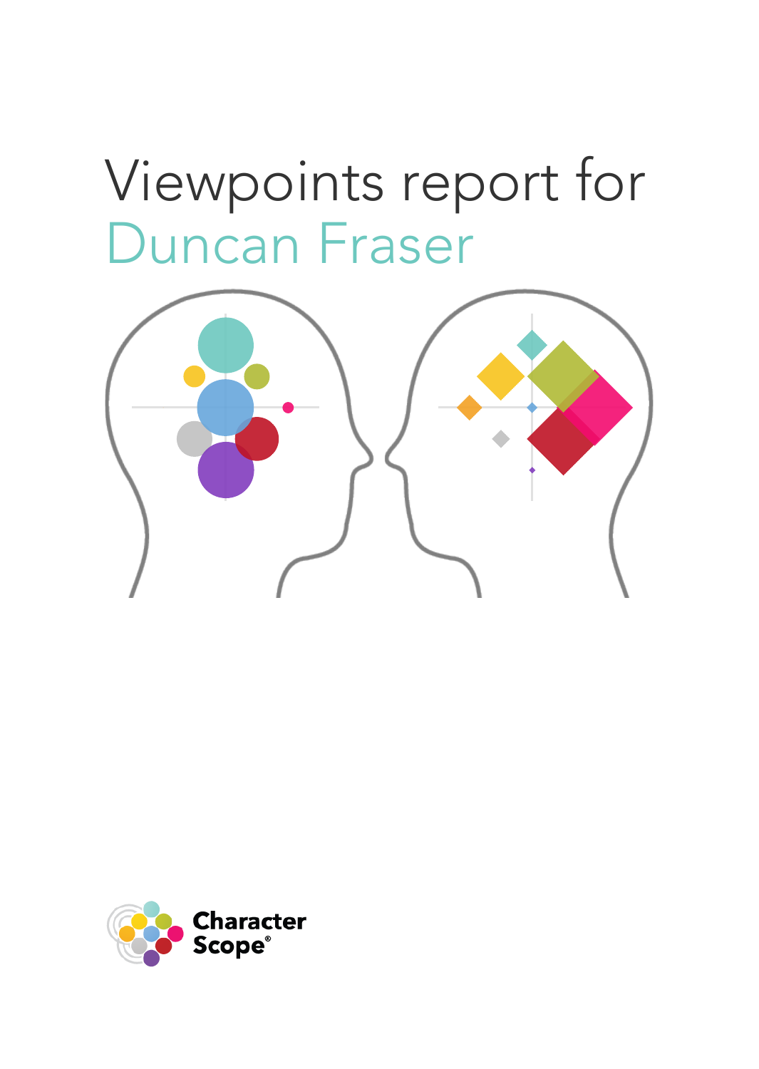# Viewpoints report for Duncan Fraser

Character Scope®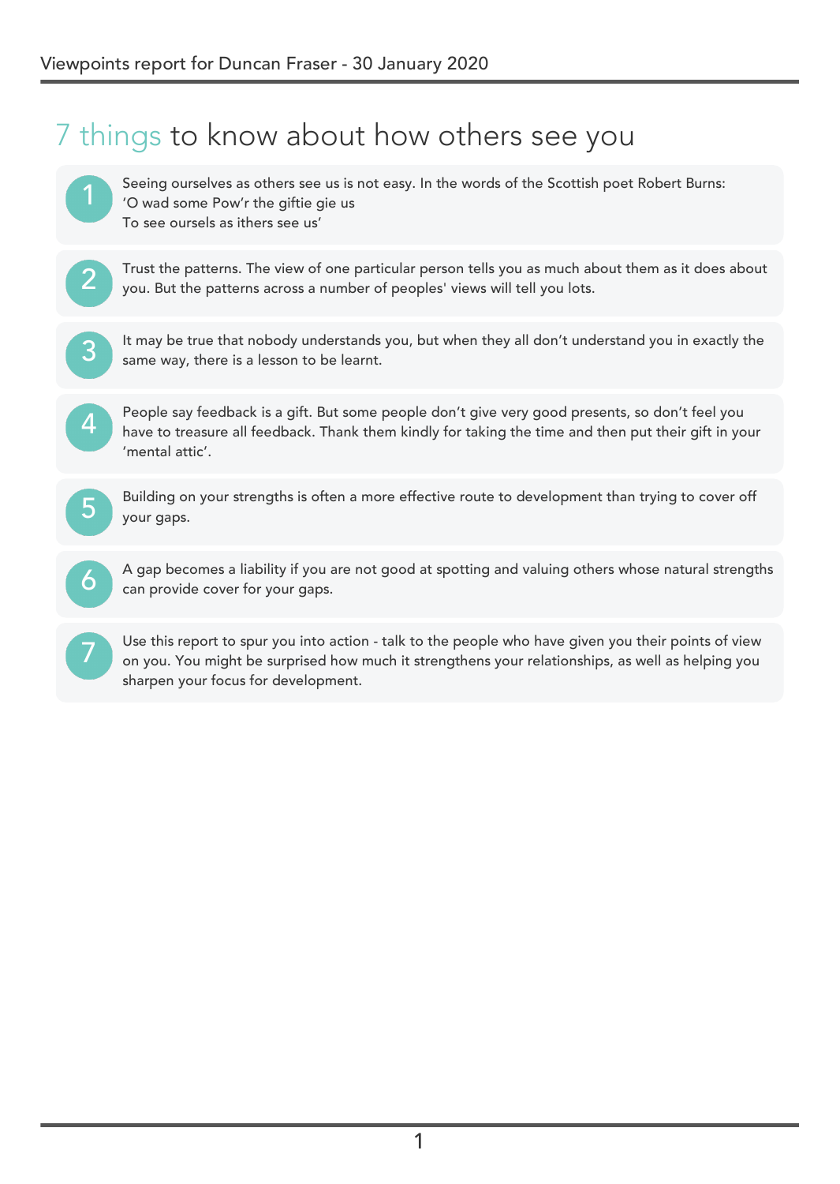# 7 things to know about how others see you

1. Seeing ourselves as others see us is not easy. In the words of the Scottish poet Robert Burns:
   'O wad some Pow'r the giftie gie us
   To see oursels as ithers see us'

2. Trust the patterns. The view of one particular person tells you as much about them as it does about you. But the patterns across a number of peoples' views will tell you lots.

3. It may be true that nobody understands you, but when they all don't understand you in exactly the same way, there is a lesson to be learnt.

4. People say feedback is a gift. But some people don't give very good presents, so don't feel you have to treasure all feedback. Thank them kindly for taking the time and then put their gift in your 'mental attic'.

5. Building on your strengths is often a more effective route to development than trying to cover off your gaps.

6. A gap becomes a liability if you are not good at spotting and valuing others whose natural strengths can provide cover for your gaps.

7. Use this report to spur you into action - talk to the people who have given you their points of view on you. You might be surprised how much it strengthens your relationships, as well as helping you sharpen your focus for development.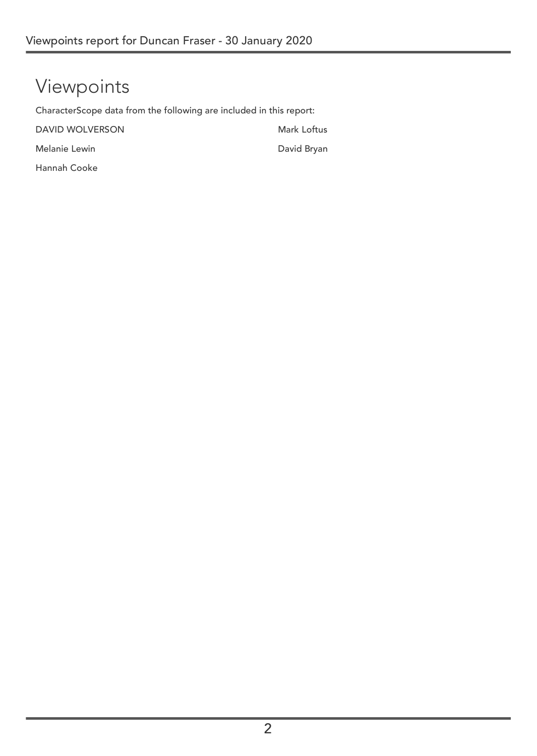# Viewpoints

CharacterScope data from the following are included in this report:

DAVID WOLVERSON

Mark Loftus

Melanie Lewin

David Bryan

Hannah Cooke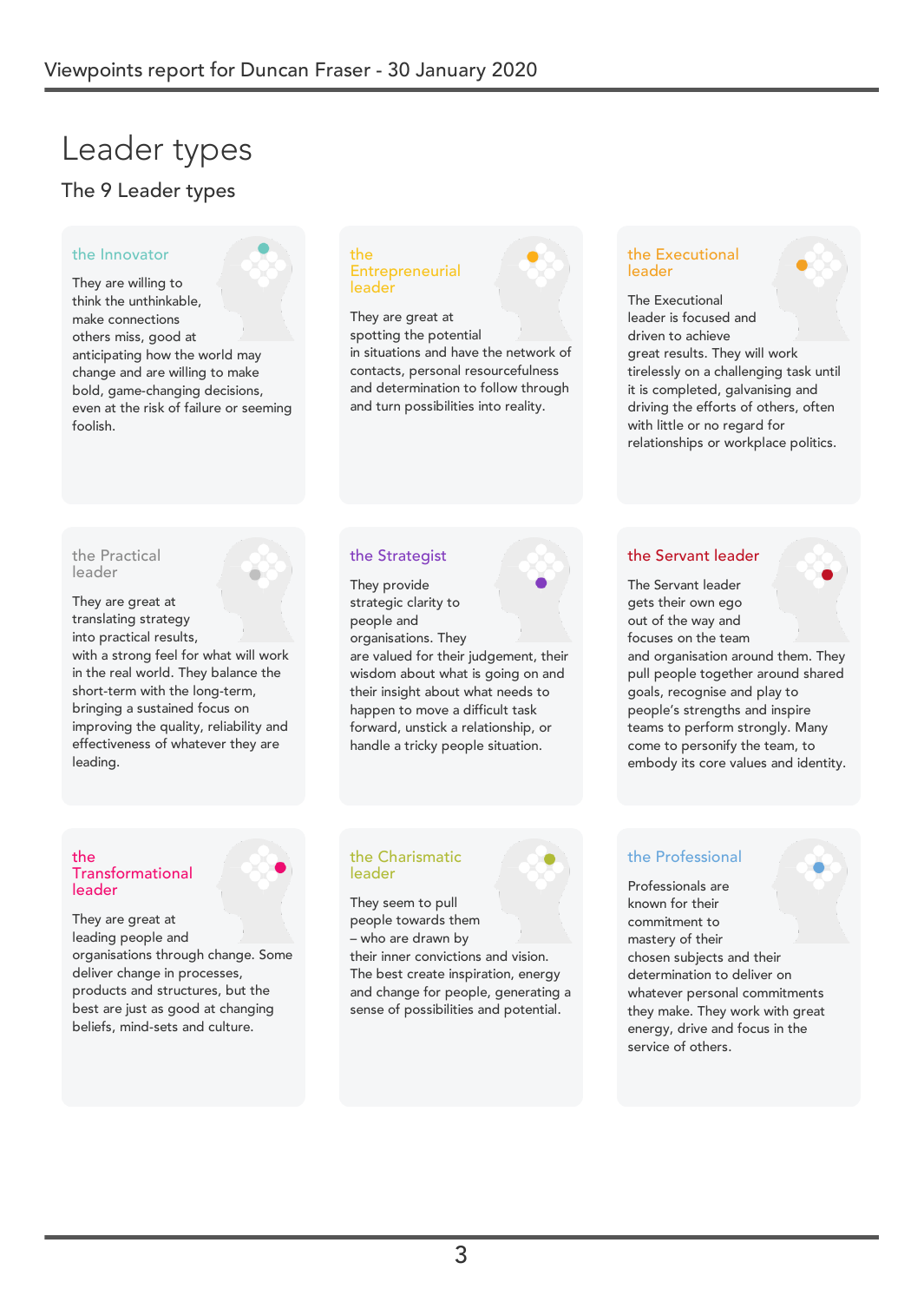# Leader types

## The 9 Leader types

### the Innovator

They are willing to think the unthinkable, make connections others miss, good at anticipating how the world may change and are willing to make bold, game-changing decisions, even at the risk of failure or seeming foolish.

### the Entrepreneurial leader

They are great at spotting the potential in situations and have the network of contacts, personal resourcefulness and determination to follow through and turn possibilities into reality.

### the Executional leader

The Executional leader is focused and driven to achieve great results. They will work tirelessly on a challenging task until it is completed, galvanising and driving the efforts of others, often with little or no regard for relationships or workplace politics.

### the Practical leader

They are great at translating strategy into practical results, with a strong feel for what will work in the real world. They balance the short-term with the long-term, bringing a sustained focus on improving the quality, reliability and effectiveness of whatever they are leading.

### the Strategist

They provide strategic clarity to people and organisations. They are valued for their judgement, their wisdom about what is going on and their insight about what needs to happen to move a difficult task forward, unstick a relationship, or handle a tricky people situation.

### the Servant leader

The Servant leader gets their own ego out of the way and focuses on the team and organisation around them. They pull people together around shared goals, recognise and play to people's strengths and inspire teams to perform strongly. Many come to personify the team, to embody its core values and identity.

### the Transformational leader

They are great at leading people and organisations through change. Some deliver change in processes, products and structures, but the best are just as good at changing beliefs, mind-sets and culture.

### the Charismatic leader

They seem to pull people towards them – who are drawn by their inner convictions and vision. The best create inspiration, energy and change for people, generating a sense of possibilities and potential.

### the Professional

Professionals are known for their commitment to mastery of their chosen subjects and their determination to deliver on whatever personal commitments they make. They work with great energy, drive and focus in the service of others.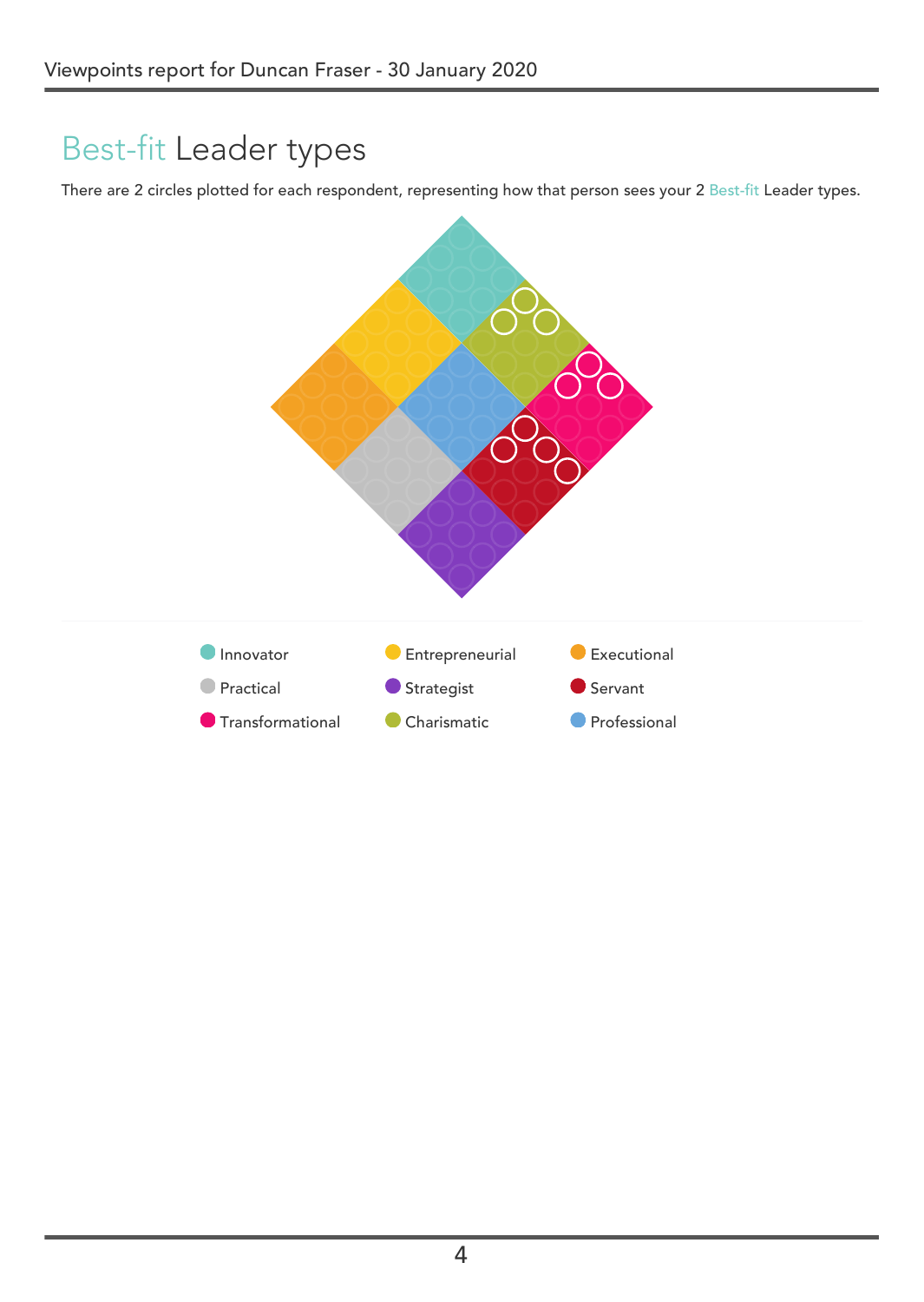# Best-fit Leader types

There are 2 circles plotted for each respondent, representing how that person sees your 2 Best-fit Leader types.

- Innovator
- Entrepreneurial
- Executional
- Practical
- Strategist
- Servant
- Transformational
- Charismatic
- Professional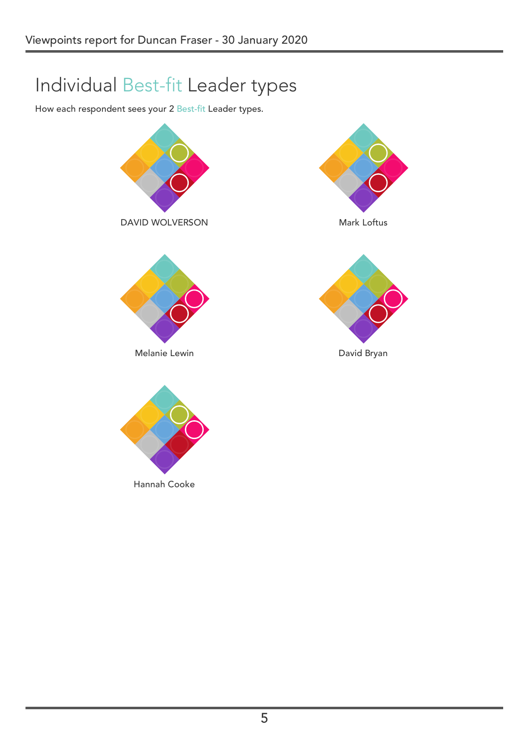# Individual Best-fit Leader types

How each respondent sees your 2 Best-fit Leader types.

DAVID WOLVERSON

Mark Loftus

Melanie Lewin

David Bryan

Hannah Cooke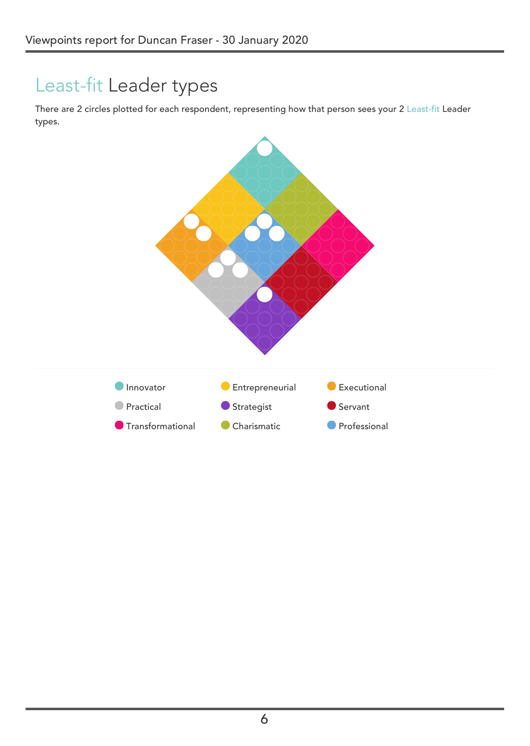# Least-fit Leader types

There are 2 circles plotted for each respondent, representing how that person sees your 2 Least-fit Leader types.

- Innovator
- Entrepreneurial
- Executional
- Practical
- Strategist
- Servant
- Transformational
- Charismatic
- Professional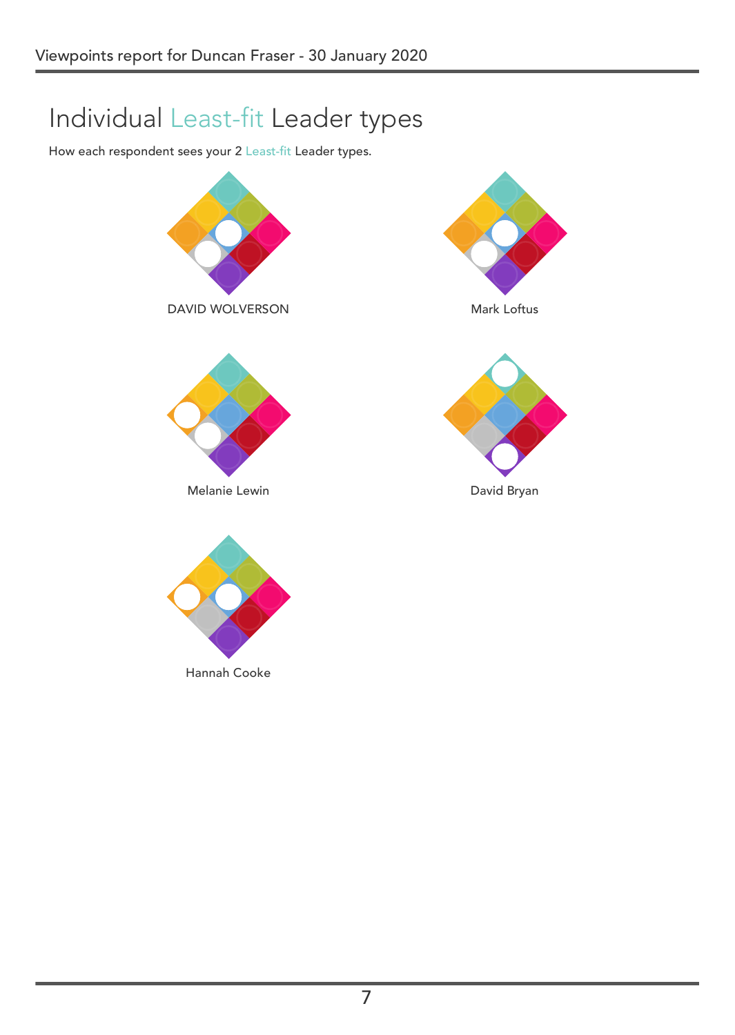# Individual Least-fit Leader types

How each respondent sees your 2 Least-fit Leader types.

DAVID WOLVERSON

Mark Loftus

Melanie Lewin

David Bryan

Hannah Cooke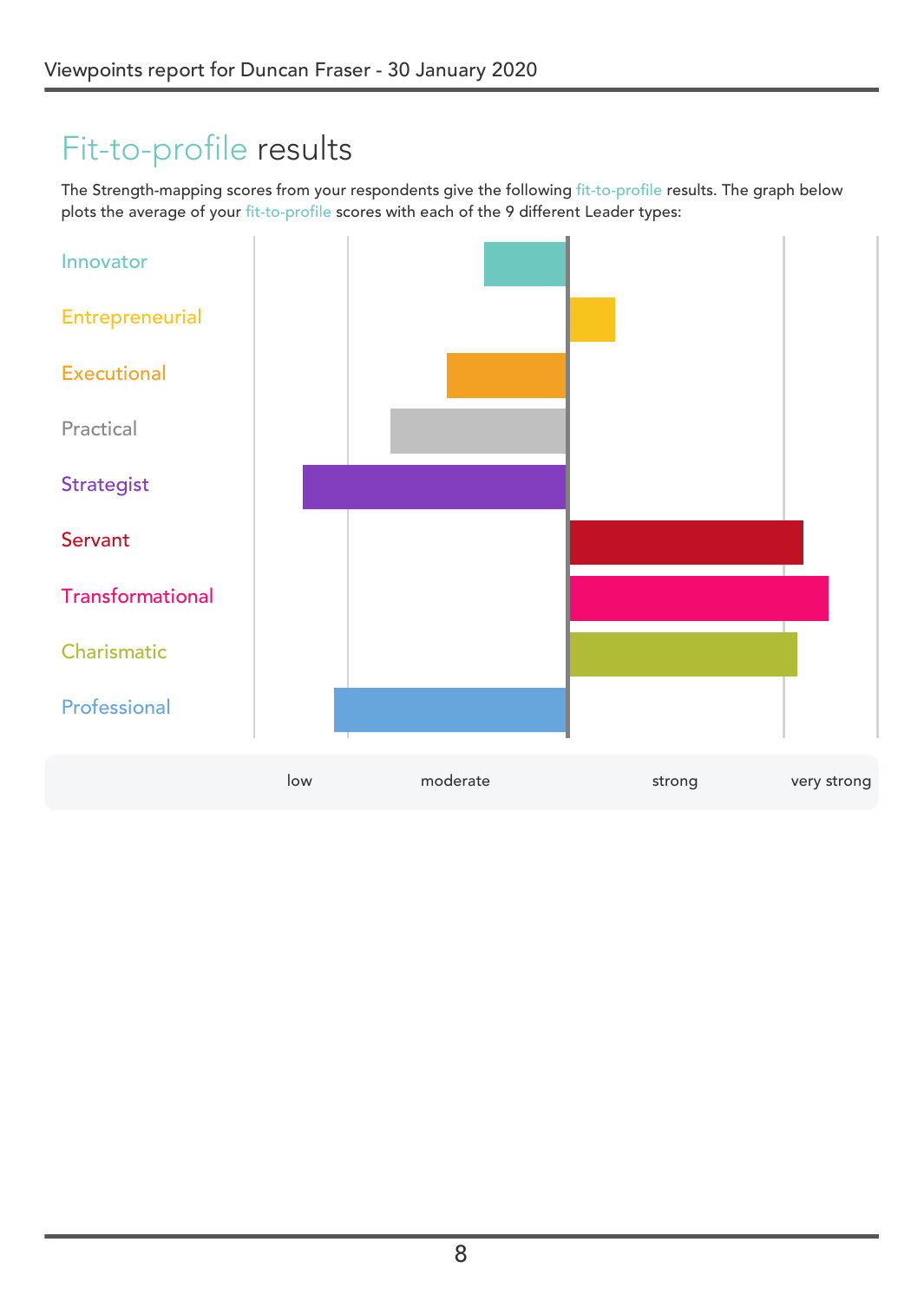# Fit-to-profile results

The Strength-mapping scores from your respondents give the following fit-to-profile results. The graph below plots the average of your fit-to-profile scores with each of the 9 different Leader types:

Innovator

Entrepreneurial

Executional

Practical

Strategist

Servant

Transformational

Charismatic

Professional

low moderate strong very strong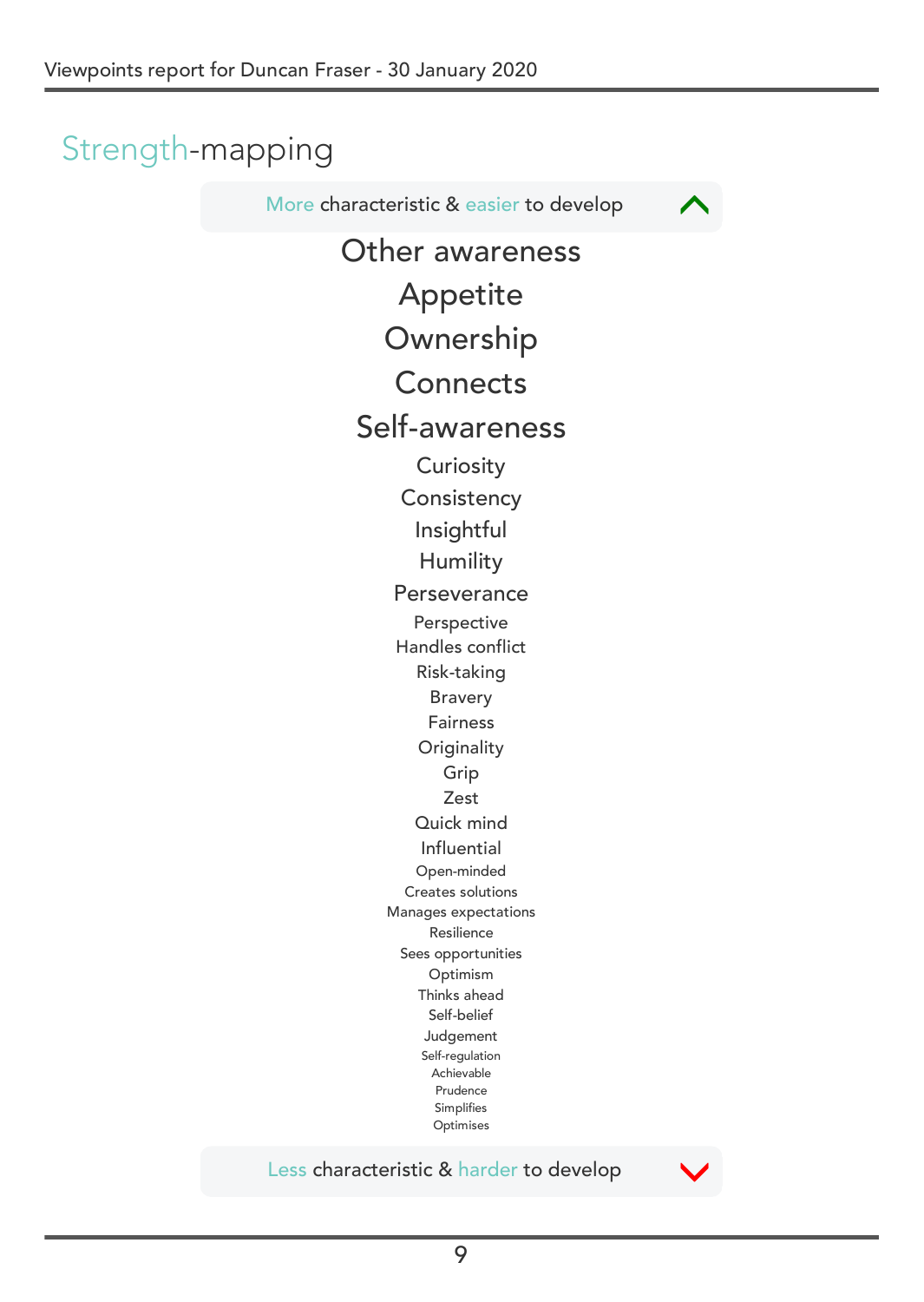# Strength-mapping

More characteristic & easier to develop

Other awareness

Appetite

Ownership

Connects

Self-awareness

Curiosity

Consistency

Insightful

Humility

Perseverance

Perspective

Handles conflict

Risk-taking

Bravery

Fairness

Originality

Grip

Zest

Quick mind

Influential

Open-minded

Creates solutions

Manages expectations

Resilience

Sees opportunities

Optimism

Thinks ahead

Self-belief

Judgement

Self-regulation

Achievable

Prudence

Simplifies

Optimises

Less characteristic & harder to develop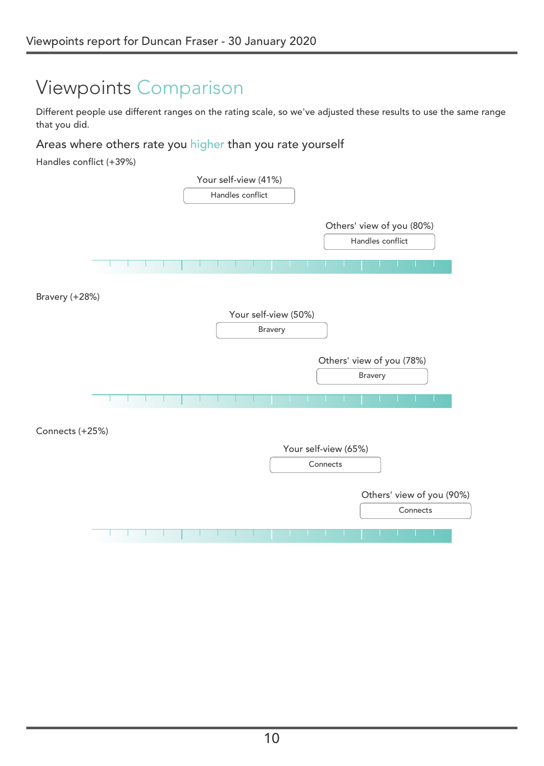# Viewpoints Comparison

Different people use different ranges on the rating scale, so we've adjusted these results to use the same range that you did.

## Areas where others rate you higher than you rate yourself

Handles conflict (+39%)

Your self-view (41%)

Handles conflict

Others' view of you (80%)

Handles conflict

Bravery (+28%)

Your self-view (50%)

Bravery

Others' view of you (78%)

Bravery

Connects (+25%)

Your self-view (65%)

Connects

Others' view of you (90%)

Connects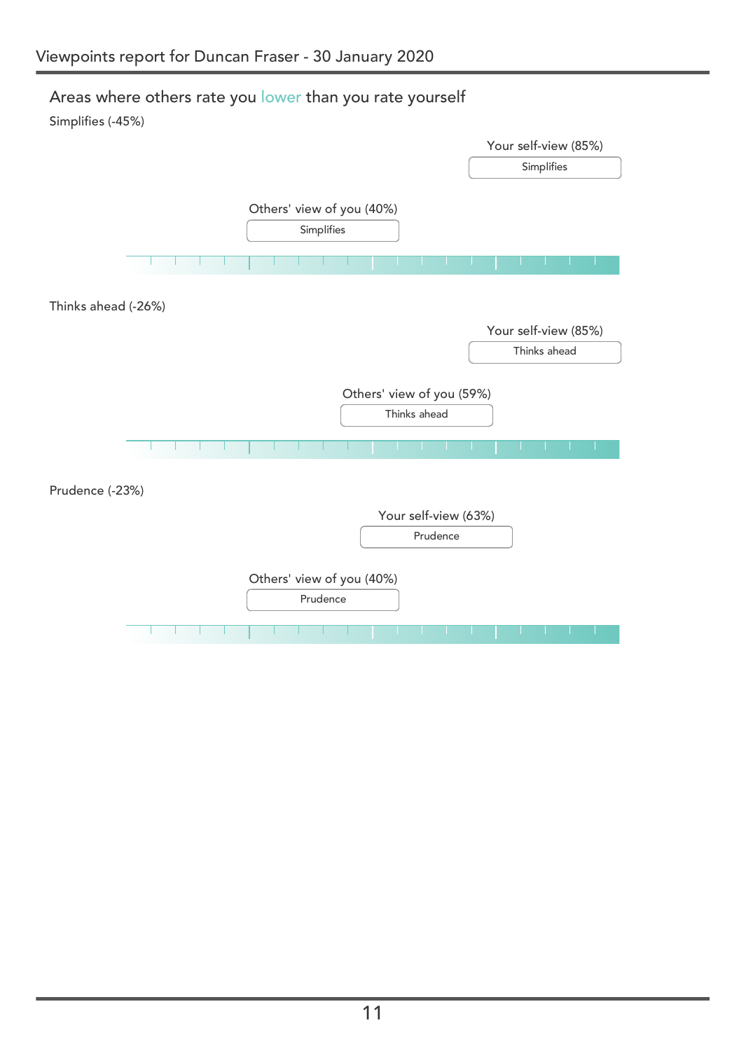## Areas where others rate you lower than you rate yourself

### Simplifies (-45%)

Your self-view (85%)

Simplifies

Others' view of you (40%)

Simplifies

### Thinks ahead (-26%)

Your self-view (85%)

Thinks ahead

Others' view of you (59%)

Thinks ahead

### Prudence (-23%)

Your self-view (63%)

Prudence

Others' view of you (40%)

Prudence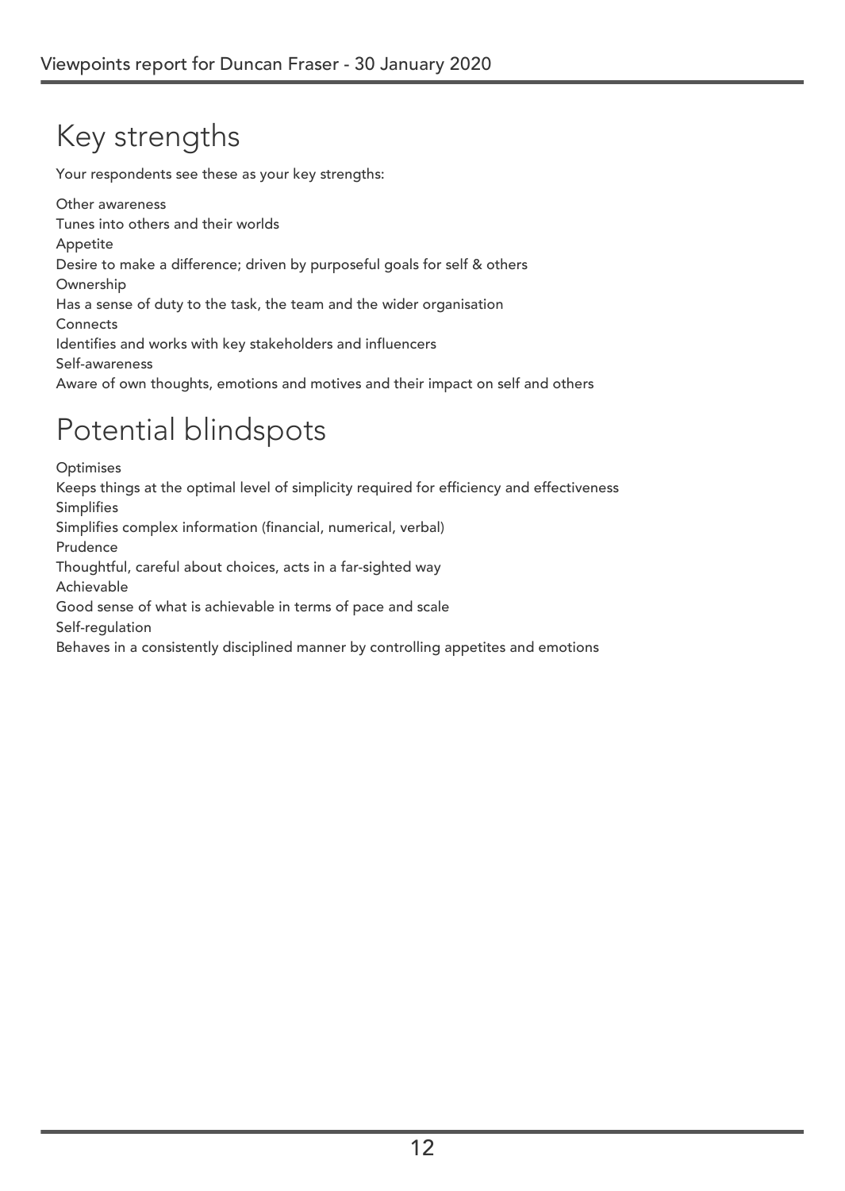# Key strengths

Your respondents see these as your key strengths:

Other awareness
Tunes into others and their worlds
Appetite
Desire to make a difference; driven by purposeful goals for self & others
Ownership
Has a sense of duty to the task, the team and the wider organisation
Connects
Identifies and works with key stakeholders and influencers
Self-awareness
Aware of own thoughts, emotions and motives and their impact on self and others

# Potential blindspots

Optimises
Keeps things at the optimal level of simplicity required for efficiency and effectiveness
Simplifies
Simplifies complex information (financial, numerical, verbal)
Prudence
Thoughtful, careful about choices, acts in a far-sighted way
Achievable
Good sense of what is achievable in terms of pace and scale
Self-regulation
Behaves in a consistently disciplined manner by controlling appetites and emotions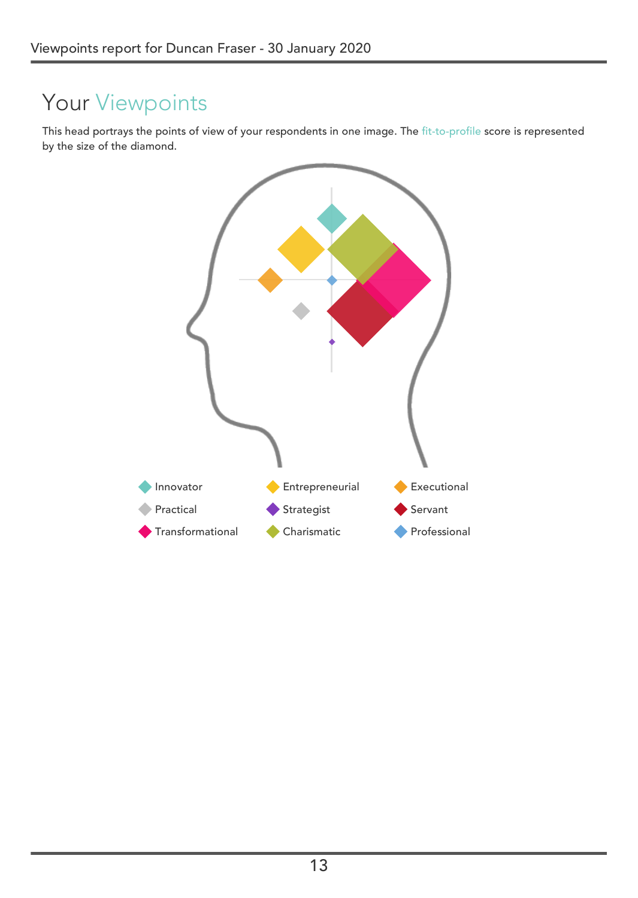# Your Viewpoints

This head portrays the points of view of your respondents in one image. The fit-to-profile score is represented by the size of the diamond.

Innovator
Entrepreneurial
Executional
Practical
Strategist
Servant
Transformational
Charismatic
Professional